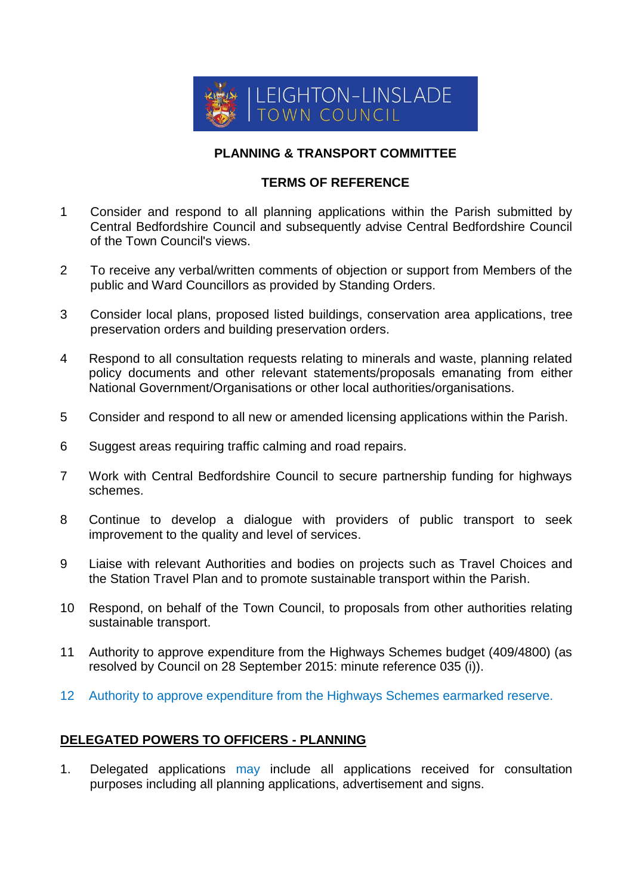LEIGHTON-LINSLADE TOWN COUNCIL

## PLANNING & TRANSPORT COMMITTEE

## TERMS OF REFERENCE

1. Consider and respond to all planning applications within the Parish submitted by Central Bedfordshire Council and subsequently advise Central Bedfordshire Council of the Town Council's views.

2. To receive any verbal/written comments of objection or support from Members of the public and Ward Councillors as provided by Standing Orders.

3. Consider local plans, proposed listed buildings, conservation area applications, tree preservation orders and building preservation orders.

4. Respond to all consultation requests relating to minerals and waste, planning related policy documents and other relevant statements/proposals emanating from either National Government/Organisations or other local authorities/organisations.

5. Consider and respond to all new or amended licensing applications within the Parish.

6. Suggest areas requiring traffic calming and road repairs.

7. Work with Central Bedfordshire Council to secure partnership funding for highways schemes.

8. Continue to develop a dialogue with providers of public transport to seek improvement to the quality and level of services.

9. Liaise with relevant Authorities and bodies on projects such as Travel Choices and the Station Travel Plan and to promote sustainable transport within the Parish.

10. Respond, on behalf of the Town Council, to proposals from other authorities relating sustainable transport.

11. Authority to approve expenditure from the Highways Schemes budget (409/4800) (as resolved by Council on 28 September 2015: minute reference 035 (i)).

12. Authority to approve expenditure from the Highways Schemes earmarked reserve.

## DELEGATED POWERS TO OFFICERS - PLANNING

1. Delegated applications may include all applications received for consultation purposes including all planning applications, advertisement and signs.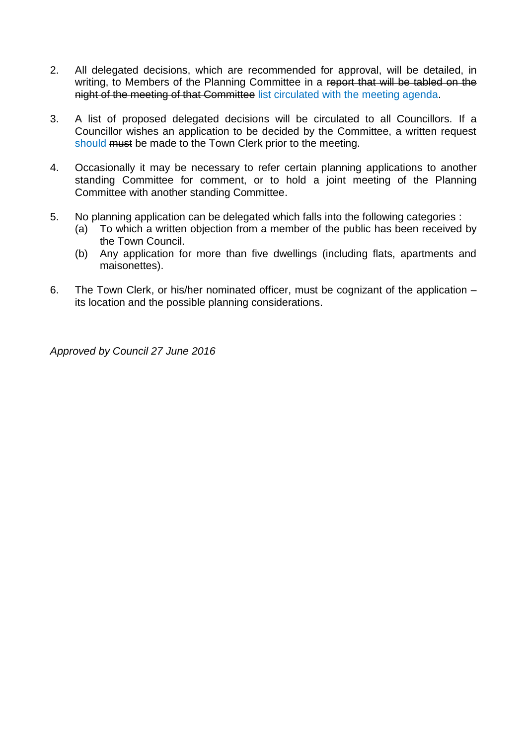2. All delegated decisions, which are recommended for approval, will be detailed, in writing, to Members of the Planning Committee in a ~~report that will be tabled on the night of the meeting of that Committee~~ list circulated with the meeting agenda.

3. A list of proposed delegated decisions will be circulated to all Councillors. If a Councillor wishes an application to be decided by the Committee, a written request should ~~must~~ be made to the Town Clerk prior to the meeting.

4. Occasionally it may be necessary to refer certain planning applications to another standing Committee for comment, or to hold a joint meeting of the Planning Committee with another standing Committee.

5. No planning application can be delegated which falls into the following categories :
   - (a) To which a written objection from a member of the public has been received by the Town Council.
   - (b) Any application for more than five dwellings (including flats, apartments and maisonettes).

6. The Town Clerk, or his/her nominated officer, must be cognizant of the application – its location and the possible planning considerations.

*Approved by Council 27 June 2016*